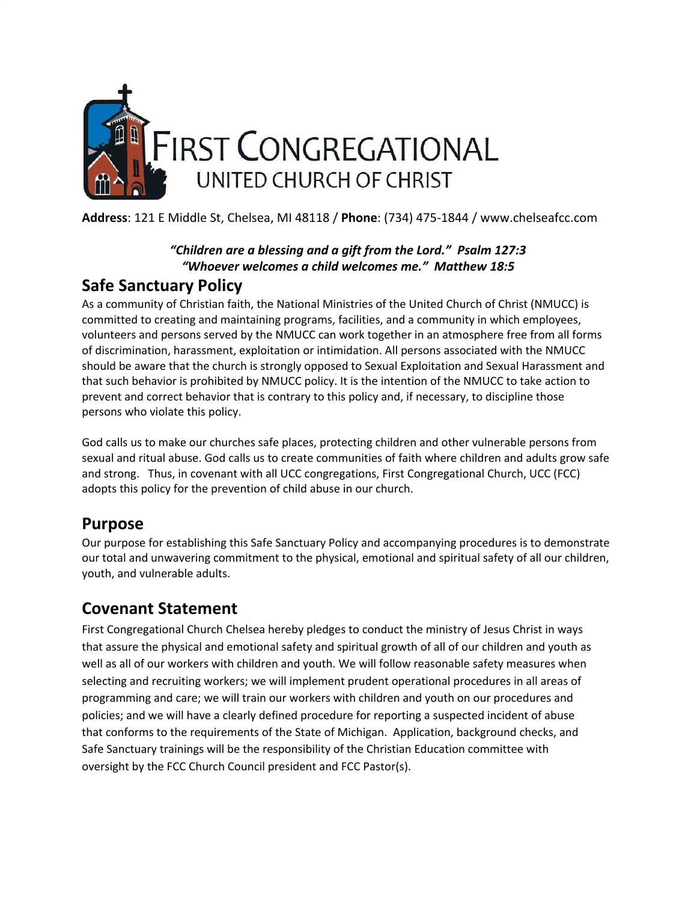# FIRST CONGREGATIONAL
## UNITED CHURCH OF CHRIST

**Address**: 121 E Middle St, Chelsea, MI 48118 / **Phone**: (734) 475-1844 / www.chelseafcc.com

***"Children are a blessing and a gift from the Lord." Psalm 127:3***
***"Whoever welcomes a child welcomes me." Matthew 18:5***

## Safe Sanctuary Policy

As a community of Christian faith, the National Ministries of the United Church of Christ (NMUCC) is committed to creating and maintaining programs, facilities, and a community in which employees, volunteers and persons served by the NMUCC can work together in an atmosphere free from all forms of discrimination, harassment, exploitation or intimidation. All persons associated with the NMUCC should be aware that the church is strongly opposed to Sexual Exploitation and Sexual Harassment and that such behavior is prohibited by NMUCC policy. It is the intention of the NMUCC to take action to prevent and correct behavior that is contrary to this policy and, if necessary, to discipline those persons who violate this policy.

God calls us to make our churches safe places, protecting children and other vulnerable persons from sexual and ritual abuse. God calls us to create communities of faith where children and adults grow safe and strong. Thus, in covenant with all UCC congregations, First Congregational Church, UCC (FCC) adopts this policy for the prevention of child abuse in our church.

## Purpose

Our purpose for establishing this Safe Sanctuary Policy and accompanying procedures is to demonstrate our total and unwavering commitment to the physical, emotional and spiritual safety of all our children, youth, and vulnerable adults.

## Covenant Statement

First Congregational Church Chelsea hereby pledges to conduct the ministry of Jesus Christ in ways that assure the physical and emotional safety and spiritual growth of all of our children and youth as well as all of our workers with children and youth. We will follow reasonable safety measures when selecting and recruiting workers; we will implement prudent operational procedures in all areas of programming and care; we will train our workers with children and youth on our procedures and policies; and we will have a clearly defined procedure for reporting a suspected incident of abuse that conforms to the requirements of the State of Michigan. Application, background checks, and Safe Sanctuary trainings will be the responsibility of the Christian Education committee with oversight by the FCC Church Council president and FCC Pastor(s).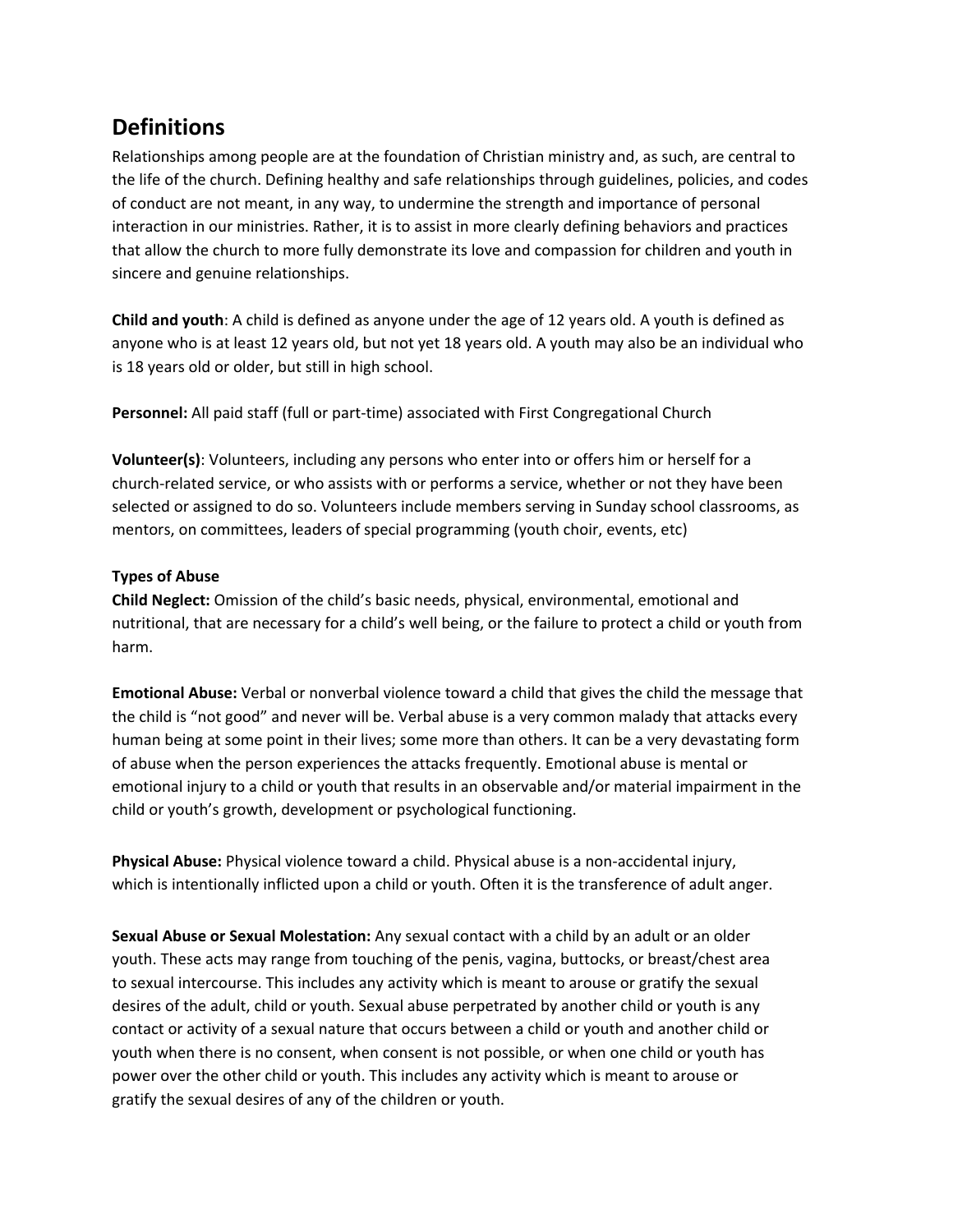## Definitions

Relationships among people are at the foundation of Christian ministry and, as such, are central to the life of the church. Defining healthy and safe relationships through guidelines, policies, and codes of conduct are not meant, in any way, to undermine the strength and importance of personal interaction in our ministries. Rather, it is to assist in more clearly defining behaviors and practices that allow the church to more fully demonstrate its love and compassion for children and youth in sincere and genuine relationships.

**Child and youth**: A child is defined as anyone under the age of 12 years old. A youth is defined as anyone who is at least 12 years old, but not yet 18 years old. A youth may also be an individual who is 18 years old or older, but still in high school.

**Personnel:** All paid staff (full or part-time) associated with First Congregational Church

**Volunteer(s)**: Volunteers, including any persons who enter into or offers him or herself for a church-related service, or who assists with or performs a service, whether or not they have been selected or assigned to do so. Volunteers include members serving in Sunday school classrooms, as mentors, on committees, leaders of special programming (youth choir, events, etc)

**Types of Abuse**

**Child Neglect:** Omission of the child's basic needs, physical, environmental, emotional and nutritional, that are necessary for a child's well being, or the failure to protect a child or youth from harm.

**Emotional Abuse:** Verbal or nonverbal violence toward a child that gives the child the message that the child is "not good" and never will be. Verbal abuse is a very common malady that attacks every human being at some point in their lives; some more than others. It can be a very devastating form of abuse when the person experiences the attacks frequently. Emotional abuse is mental or emotional injury to a child or youth that results in an observable and/or material impairment in the child or youth's growth, development or psychological functioning.

**Physical Abuse:** Physical violence toward a child. Physical abuse is a non-accidental injury, which is intentionally inflicted upon a child or youth. Often it is the transference of adult anger.

**Sexual Abuse or Sexual Molestation:** Any sexual contact with a child by an adult or an older youth. These acts may range from touching of the penis, vagina, buttocks, or breast/chest area to sexual intercourse. This includes any activity which is meant to arouse or gratify the sexual desires of the adult, child or youth. Sexual abuse perpetrated by another child or youth is any contact or activity of a sexual nature that occurs between a child or youth and another child or youth when there is no consent, when consent is not possible, or when one child or youth has power over the other child or youth. This includes any activity which is meant to arouse or gratify the sexual desires of any of the children or youth.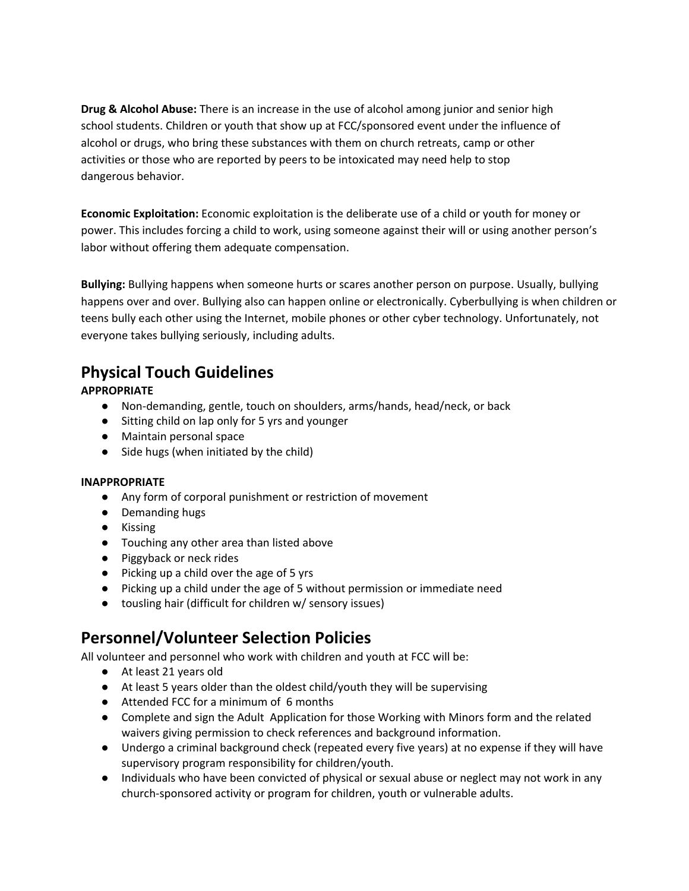**Drug & Alcohol Abuse:** There is an increase in the use of alcohol among junior and senior high school students. Children or youth that show up at FCC/sponsored event under the influence of alcohol or drugs, who bring these substances with them on church retreats, camp or other activities or those who are reported by peers to be intoxicated may need help to stop dangerous behavior.

**Economic Exploitation:** Economic exploitation is the deliberate use of a child or youth for money or power. This includes forcing a child to work, using someone against their will or using another person's labor without offering them adequate compensation.

**Bullying:** Bullying happens when someone hurts or scares another person on purpose. Usually, bullying happens over and over. Bullying also can happen online or electronically. Cyberbullying is when children or teens bully each other using the Internet, mobile phones or other cyber technology. Unfortunately, not everyone takes bullying seriously, including adults.

## Physical Touch Guidelines

**APPROPRIATE**

- Non-demanding, gentle, touch on shoulders, arms/hands, head/neck, or back
- Sitting child on lap only for 5 yrs and younger
- Maintain personal space
- Side hugs (when initiated by the child)

**INAPPROPRIATE**

- Any form of corporal punishment or restriction of movement
- Demanding hugs
- Kissing
- Touching any other area than listed above
- Piggyback or neck rides
- Picking up a child over the age of 5 yrs
- Picking up a child under the age of 5 without permission or immediate need
- tousling hair (difficult for children w/ sensory issues)

## Personnel/Volunteer Selection Policies

All volunteer and personnel who work with children and youth at FCC will be:

- At least 21 years old
- At least 5 years older than the oldest child/youth they will be supervising
- Attended FCC for a minimum of 6 months
- Complete and sign the Adult Application for those Working with Minors form and the related waivers giving permission to check references and background information.
- Undergo a criminal background check (repeated every five years) at no expense if they will have supervisory program responsibility for children/youth.
- Individuals who have been convicted of physical or sexual abuse or neglect may not work in any church-sponsored activity or program for children, youth or vulnerable adults.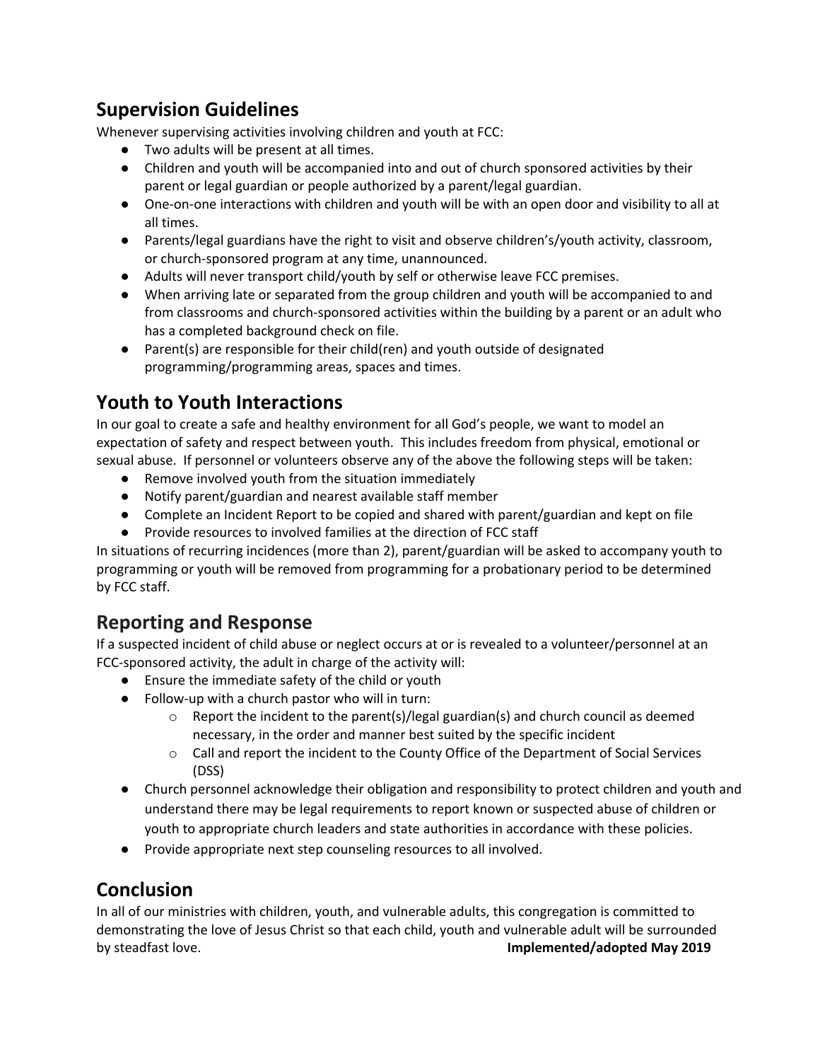## Supervision Guidelines

Whenever supervising activities involving children and youth at FCC:

- Two adults will be present at all times.
- Children and youth will be accompanied into and out of church sponsored activities by their parent or legal guardian or people authorized by a parent/legal guardian.
- One-on-one interactions with children and youth will be with an open door and visibility to all at all times.
- Parents/legal guardians have the right to visit and observe children's/youth activity, classroom, or church-sponsored program at any time, unannounced.
- Adults will never transport child/youth by self or otherwise leave FCC premises.
- When arriving late or separated from the group children and youth will be accompanied to and from classrooms and church-sponsored activities within the building by a parent or an adult who has a completed background check on file.
- Parent(s) are responsible for their child(ren) and youth outside of designated programming/programming areas, spaces and times.

## Youth to Youth Interactions

In our goal to create a safe and healthy environment for all God's people, we want to model an expectation of safety and respect between youth. This includes freedom from physical, emotional or sexual abuse. If personnel or volunteers observe any of the above the following steps will be taken:

- Remove involved youth from the situation immediately
- Notify parent/guardian and nearest available staff member
- Complete an Incident Report to be copied and shared with parent/guardian and kept on file
- Provide resources to involved families at the direction of FCC staff

In situations of recurring incidences (more than 2), parent/guardian will be asked to accompany youth to programming or youth will be removed from programming for a probationary period to be determined by FCC staff.

## Reporting and Response

If a suspected incident of child abuse or neglect occurs at or is revealed to a volunteer/personnel at an FCC-sponsored activity, the adult in charge of the activity will:

- Ensure the immediate safety of the child or youth
- Follow-up with a church pastor who will in turn:
  - Report the incident to the parent(s)/legal guardian(s) and church council as deemed necessary, in the order and manner best suited by the specific incident
  - Call and report the incident to the County Office of the Department of Social Services (DSS)
- Church personnel acknowledge their obligation and responsibility to protect children and youth and understand there may be legal requirements to report known or suspected abuse of children or youth to appropriate church leaders and state authorities in accordance with these policies.
- Provide appropriate next step counseling resources to all involved.

## Conclusion

In all of our ministries with children, youth, and vulnerable adults, this congregation is committed to demonstrating the love of Jesus Christ so that each child, youth and vulnerable adult will be surrounded by steadfast love.

**Implemented/adopted May 2019**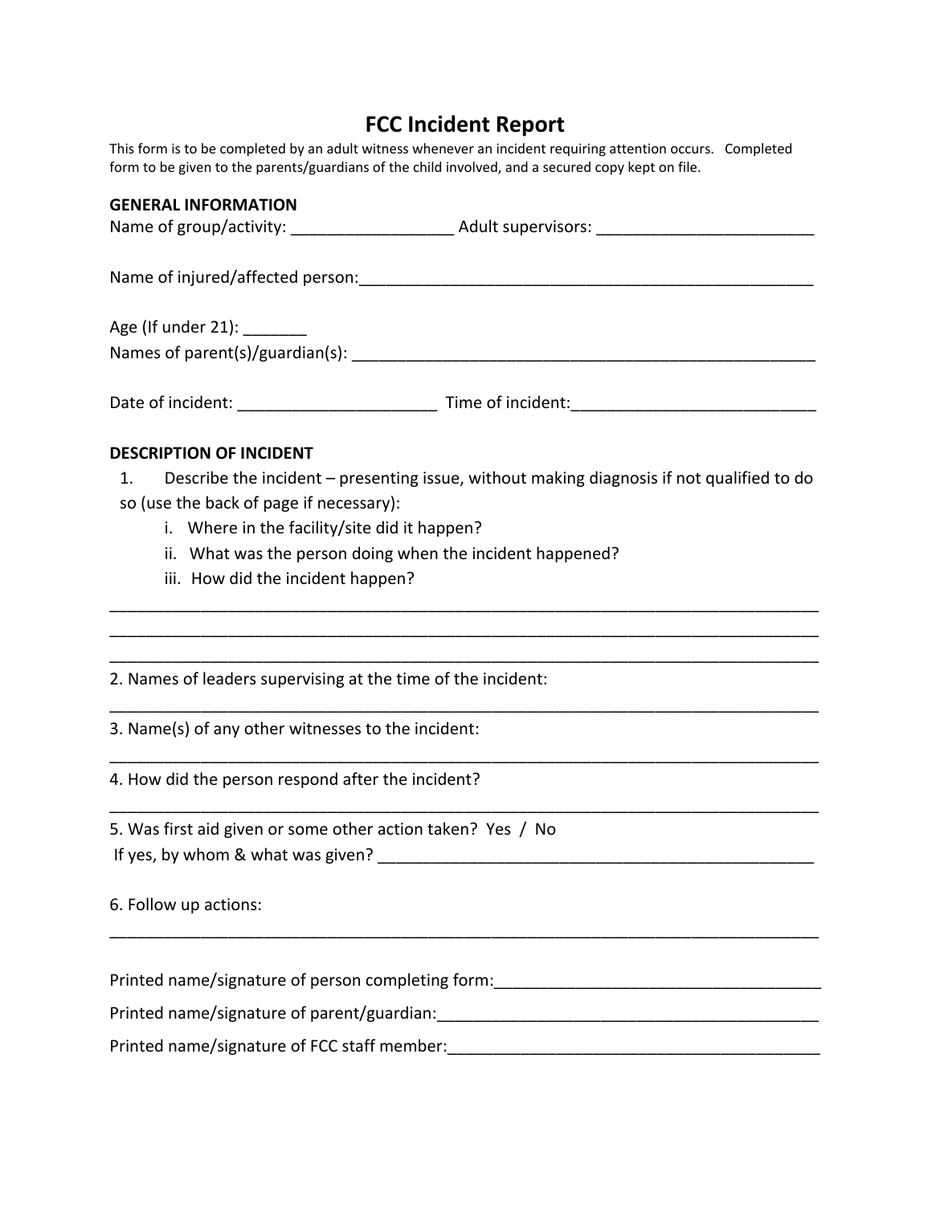# FCC Incident Report

This form is to be completed by an adult witness whenever an incident requiring attention occurs. Completed form to be given to the parents/guardians of the child involved, and a secured copy kept on file.

**GENERAL INFORMATION**

Name of group/activity: __________________ Adult supervisors: ________________________

Name of injured/affected person:____________________________________________________

Age (If under 21): _______

Names of parent(s)/guardian(s): ____________________________________________________

Date of incident: ______________________ Time of incident:___________________________

**DESCRIPTION OF INCIDENT**

1. Describe the incident – presenting issue, without making diagnosis if not qualified to do so (use the back of page if necessary):
   - i. Where in the facility/site did it happen?
   - ii. What was the person doing when the incident happened?
   - iii. How did the incident happen?

______________________________________________________________________________

______________________________________________________________________________

______________________________________________________________________________

2. Names of leaders supervising at the time of the incident:

______________________________________________________________________________

3. Name(s) of any other witnesses to the incident:

______________________________________________________________________________

4. How did the person respond after the incident?

______________________________________________________________________________

5. Was first aid given or some other action taken? Yes / No

If yes, by whom & what was given? _________________________________________________

6. Follow up actions:

______________________________________________________________________________

Printed name/signature of person completing form:____________________________________

Printed name/signature of parent/guardian:___________________________________________

Printed name/signature of FCC staff member:_________________________________________